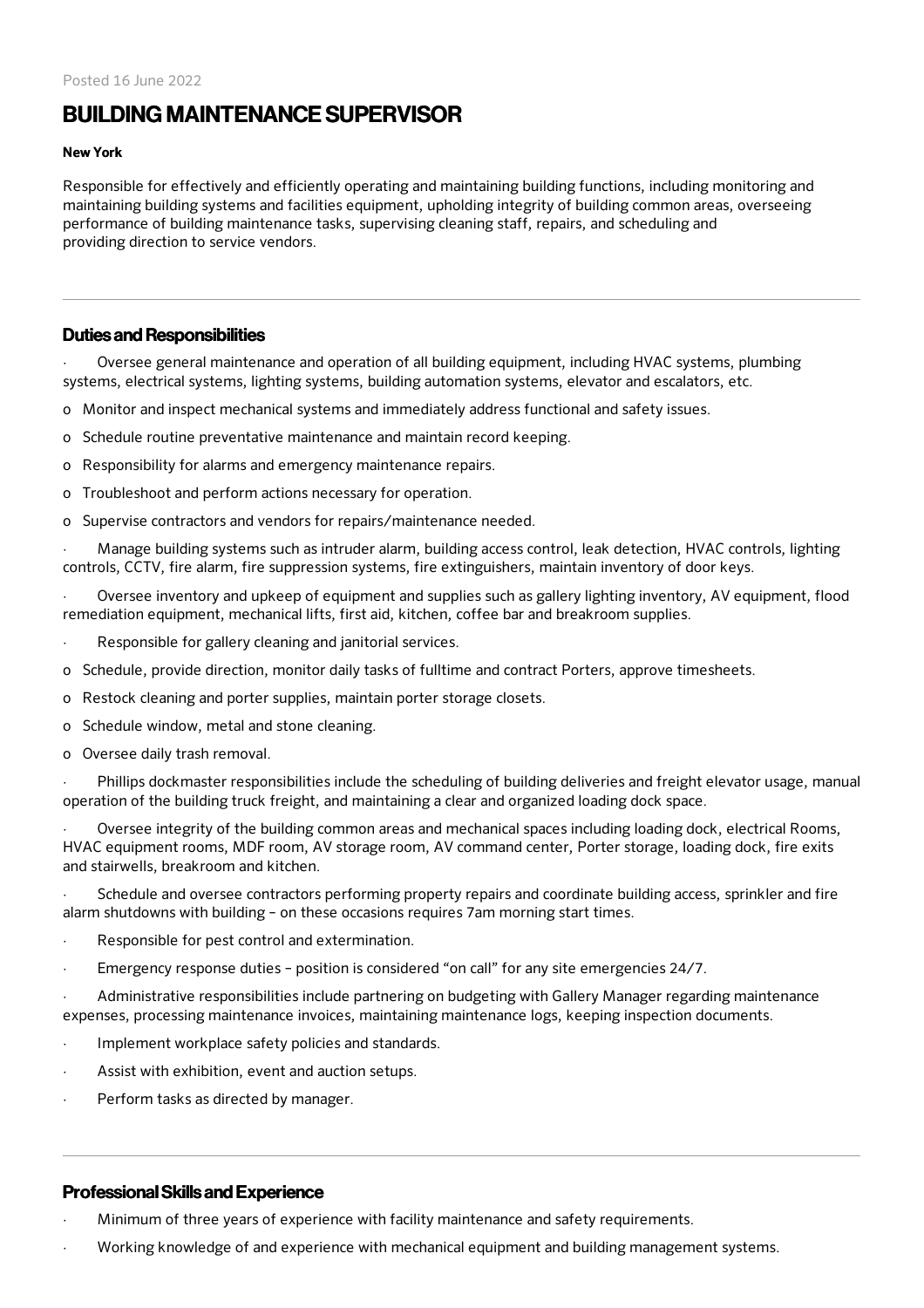Posted 16 June 2022

# BUILDING MAINTENANCE SUPERVISOR

**New York**

Responsible for effectively and efficiently operating and maintaining building functions, including monitoring and maintaining building systems and facilities equipment, upholding integrity of building common areas, overseeing performance of building maintenance tasks, supervising cleaning staff, repairs, and scheduling and providing direction to service vendors.

---

## Duties and Responsibilities

- Oversee general maintenance and operation of all building equipment, including HVAC systems, plumbing systems, electrical systems, lighting systems, building automation systems, elevator and escalators, etc.
  - Monitor and inspect mechanical systems and immediately address functional and safety issues.
  - Schedule routine preventative maintenance and maintain record keeping.
  - Responsibility for alarms and emergency maintenance repairs.
  - Troubleshoot and perform actions necessary for operation.
  - Supervise contractors and vendors for repairs/maintenance needed.
- Manage building systems such as intruder alarm, building access control, leak detection, HVAC controls, lighting controls, CCTV, fire alarm, fire suppression systems, fire extinguishers, maintain inventory of door keys.
- Oversee inventory and upkeep of equipment and supplies such as gallery lighting inventory, AV equipment, flood remediation equipment, mechanical lifts, first aid, kitchen, coffee bar and breakroom supplies.
- Responsible for gallery cleaning and janitorial services.
  - Schedule, provide direction, monitor daily tasks of fulltime and contract Porters, approve timesheets.
  - Restock cleaning and porter supplies, maintain porter storage closets.
  - Schedule window, metal and stone cleaning.
  - Oversee daily trash removal.
- Phillips dockmaster responsibilities include the scheduling of building deliveries and freight elevator usage, manual operation of the building truck freight, and maintaining a clear and organized loading dock space.
- Oversee integrity of the building common areas and mechanical spaces including loading dock, electrical Rooms, HVAC equipment rooms, MDF room, AV storage room, AV command center, Porter storage, loading dock, fire exits and stairwells, breakroom and kitchen.
- Schedule and oversee contractors performing property repairs and coordinate building access, sprinkler and fire alarm shutdowns with building – on these occasions requires 7am morning start times.
- Responsible for pest control and extermination.
- Emergency response duties – position is considered "on call" for any site emergencies 24/7.
- Administrative responsibilities include partnering on budgeting with Gallery Manager regarding maintenance expenses, processing maintenance invoices, maintaining maintenance logs, keeping inspection documents.
- Implement workplace safety policies and standards.
- Assist with exhibition, event and auction setups.
- Perform tasks as directed by manager.

---

## Professional Skills and Experience

- Minimum of three years of experience with facility maintenance and safety requirements.
- Working knowledge of and experience with mechanical equipment and building management systems.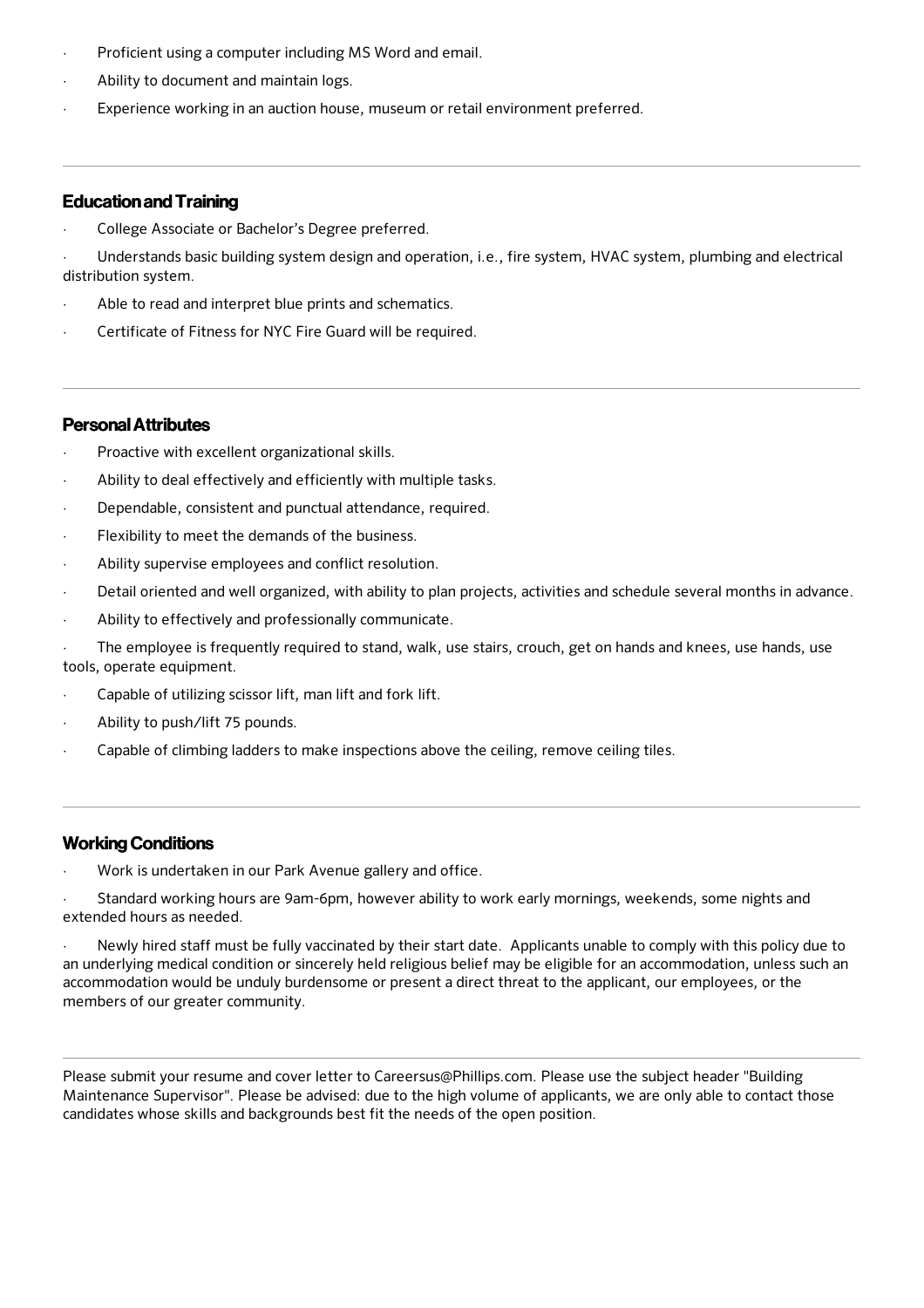- Proficient using a computer including MS Word and email.
- Ability to document and maintain logs.
- Experience working in an auction house, museum or retail environment preferred.

---

### Education and Training

- College Associate or Bachelor's Degree preferred.
- Understands basic building system design and operation, i.e., fire system, HVAC system, plumbing and electrical distribution system.
- Able to read and interpret blue prints and schematics.
- Certificate of Fitness for NYC Fire Guard will be required.

---

### Personal Attributes

- Proactive with excellent organizational skills.
- Ability to deal effectively and efficiently with multiple tasks.
- Dependable, consistent and punctual attendance, required.
- Flexibility to meet the demands of the business.
- Ability supervise employees and conflict resolution.
- Detail oriented and well organized, with ability to plan projects, activities and schedule several months in advance.
- Ability to effectively and professionally communicate.
- The employee is frequently required to stand, walk, use stairs, crouch, get on hands and knees, use hands, use tools, operate equipment.
- Capable of utilizing scissor lift, man lift and fork lift.
- Ability to push/lift 75 pounds.
- Capable of climbing ladders to make inspections above the ceiling, remove ceiling tiles.

---

### Working Conditions

- Work is undertaken in our Park Avenue gallery and office.
- Standard working hours are 9am-6pm, however ability to work early mornings, weekends, some nights and extended hours as needed.
- Newly hired staff must be fully vaccinated by their start date. Applicants unable to comply with this policy due to an underlying medical condition or sincerely held religious belief may be eligible for an accommodation, unless such an accommodation would be unduly burdensome or present a direct threat to the applicant, our employees, or the members of our greater community.

---

Please submit your resume and cover letter to Careersus@Phillips.com. Please use the subject header "Building Maintenance Supervisor". Please be advised: due to the high volume of applicants, we are only able to contact those candidates whose skills and backgrounds best fit the needs of the open position.